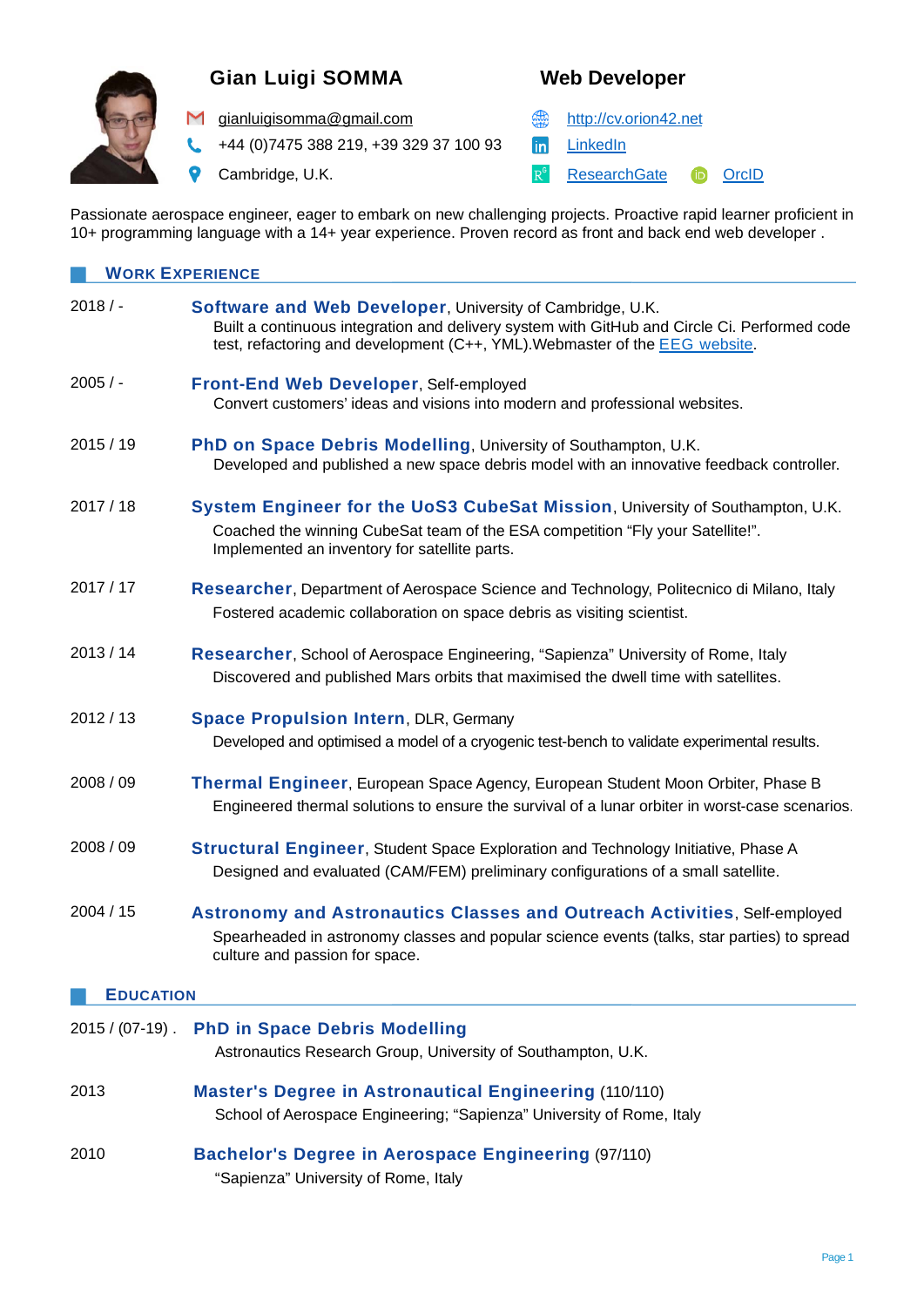# Gian Luigi SOMMA

## Web Developer

gianluigisomma@gmail.com
+44 (0)7475 388 219, +39 329 37 100 93
Cambridge, U.K.

http://cv.orion42.net
LinkedIn
ResearchGate
OrcID

Passionate aerospace engineer, eager to embark on new challenging projects. Proactive rapid learner proficient in 10+ programming language with a 14+ year experience. Proven record as front and back end web developer .

## Work Experience

2018 / - **Software and Web Developer**, University of Cambridge, U.K.
Built a continuous integration and delivery system with GitHub and Circle Ci. Performed code test, refactoring and development (C++, YML).Webmaster of the EEG website.

2005 / - **Front-End Web Developer**, Self-employed
Convert customers' ideas and visions into modern and professional websites.

2015 / 19 **PhD on Space Debris Modelling**, University of Southampton, U.K.
Developed and published a new space debris model with an innovative feedback controller.

2017 / 18 **System Engineer for the UoS3 CubeSat Mission**, University of Southampton, U.K.
Coached the winning CubeSat team of the ESA competition "Fly your Satellite!".
Implemented an inventory for satellite parts.

2017 / 17 **Researcher**, Department of Aerospace Science and Technology, Politecnico di Milano, Italy
Fostered academic collaboration on space debris as visiting scientist.

2013 / 14 **Researcher**, School of Aerospace Engineering, "Sapienza" University of Rome, Italy
Discovered and published Mars orbits that maximised the dwell time with satellites.

2012 / 13 **Space Propulsion Intern**, DLR, Germany
Developed and optimised a model of a cryogenic test-bench to validate experimental results.

2008 / 09 **Thermal Engineer**, European Space Agency, European Student Moon Orbiter, Phase B
Engineered thermal solutions to ensure the survival of a lunar orbiter in worst-case scenarios.

2008 / 09 **Structural Engineer**, Student Space Exploration and Technology Initiative, Phase A
Designed and evaluated (CAM/FEM) preliminary configurations of a small satellite.

2004 / 15 **Astronomy and Astronautics Classes and Outreach Activities**, Self-employed
Spearheaded in astronomy classes and popular science events (talks, star parties) to spread culture and passion for space.

## Education

2015 / (07-19) . **PhD in Space Debris Modelling**
Astronautics Research Group, University of Southampton, U.K.

2013 **Master's Degree in Astronautical Engineering** (110/110)
School of Aerospace Engineering; "Sapienza" University of Rome, Italy

2010 **Bachelor's Degree in Aerospace Engineering** (97/110)
"Sapienza" University of Rome, Italy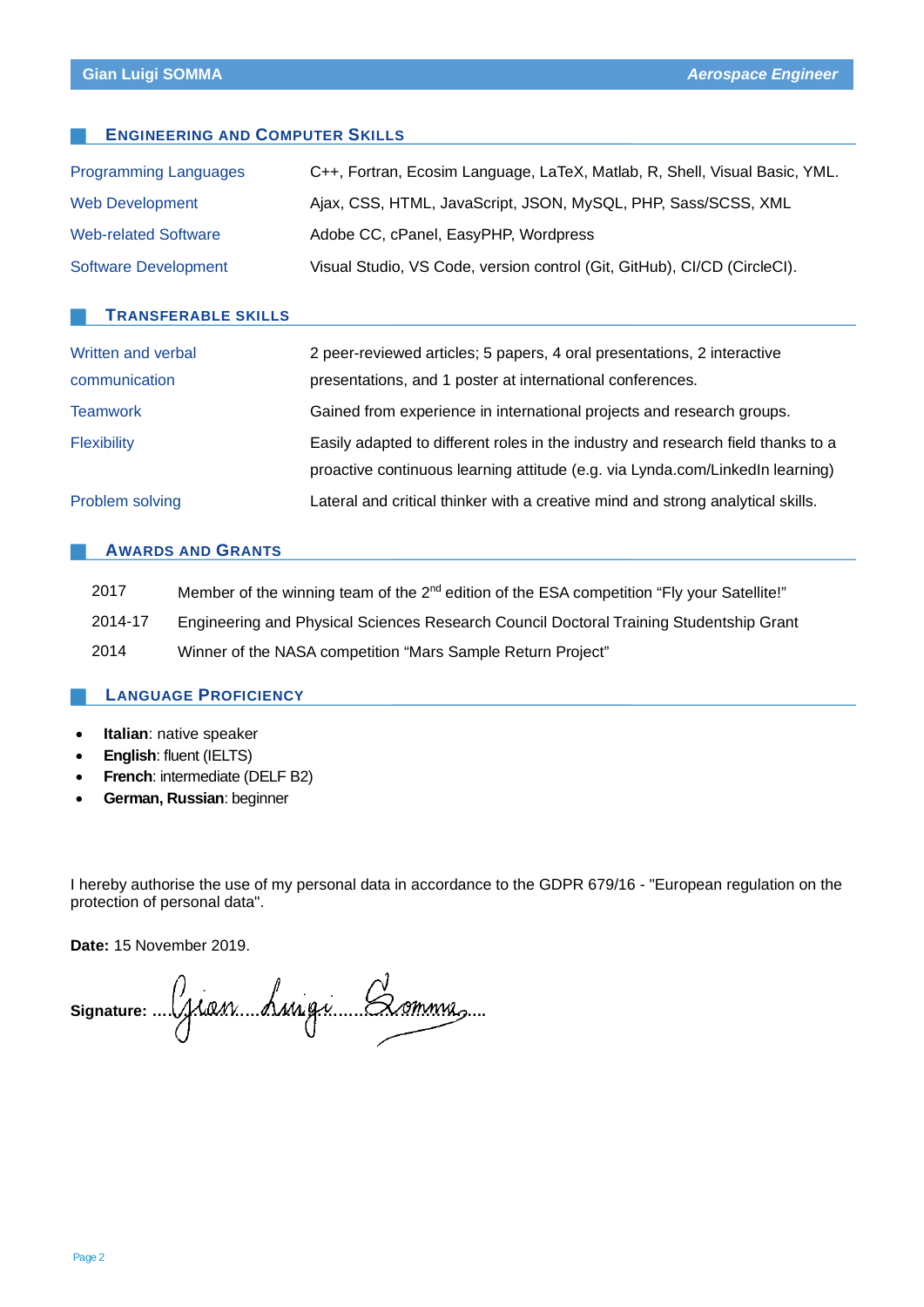## Engineering and Computer Skills

| | |
|---|---|
| Programming Languages | C++, Fortran, Ecosim Language, LaTeX, Matlab, R, Shell, Visual Basic, YML. |
| Web Development | Ajax, CSS, HTML, JavaScript, JSON, MySQL, PHP, Sass/SCSS, XML |
| Web-related Software | Adobe CC, cPanel, EasyPHP, Wordpress |
| Software Development | Visual Studio, VS Code, version control (Git, GitHub), CI/CD (CircleCI). |

## Transferable Skills

| | |
|---|---|
| Written and verbal communication | 2 peer-reviewed articles; 5 papers, 4 oral presentations, 2 interactive presentations, and 1 poster at international conferences. |
| Teamwork | Gained from experience in international projects and research groups. |
| Flexibility | Easily adapted to different roles in the industry and research field thanks to a proactive continuous learning attitude (e.g. via Lynda.com/LinkedIn learning) |
| Problem solving | Lateral and critical thinker with a creative mind and strong analytical skills. |

## Awards and Grants

| | |
|---|---|
| 2017 | Member of the winning team of the 2nd edition of the ESA competition "Fly your Satellite!" |
| 2014-17 | Engineering and Physical Sciences Research Council Doctoral Training Studentship Grant |
| 2014 | Winner of the NASA competition "Mars Sample Return Project" |

## Language Proficiency

- **Italian**: native speaker
- **English**: fluent (IELTS)
- **French**: intermediate (DELF B2)
- **German, Russian**: beginner

I hereby authorise the use of my personal data in accordance to the GDPR 679/16 - "European regulation on the protection of personal data".

**Date:** 15 November 2019.

**Signature:** ...Gian...Luigi.....Somma....